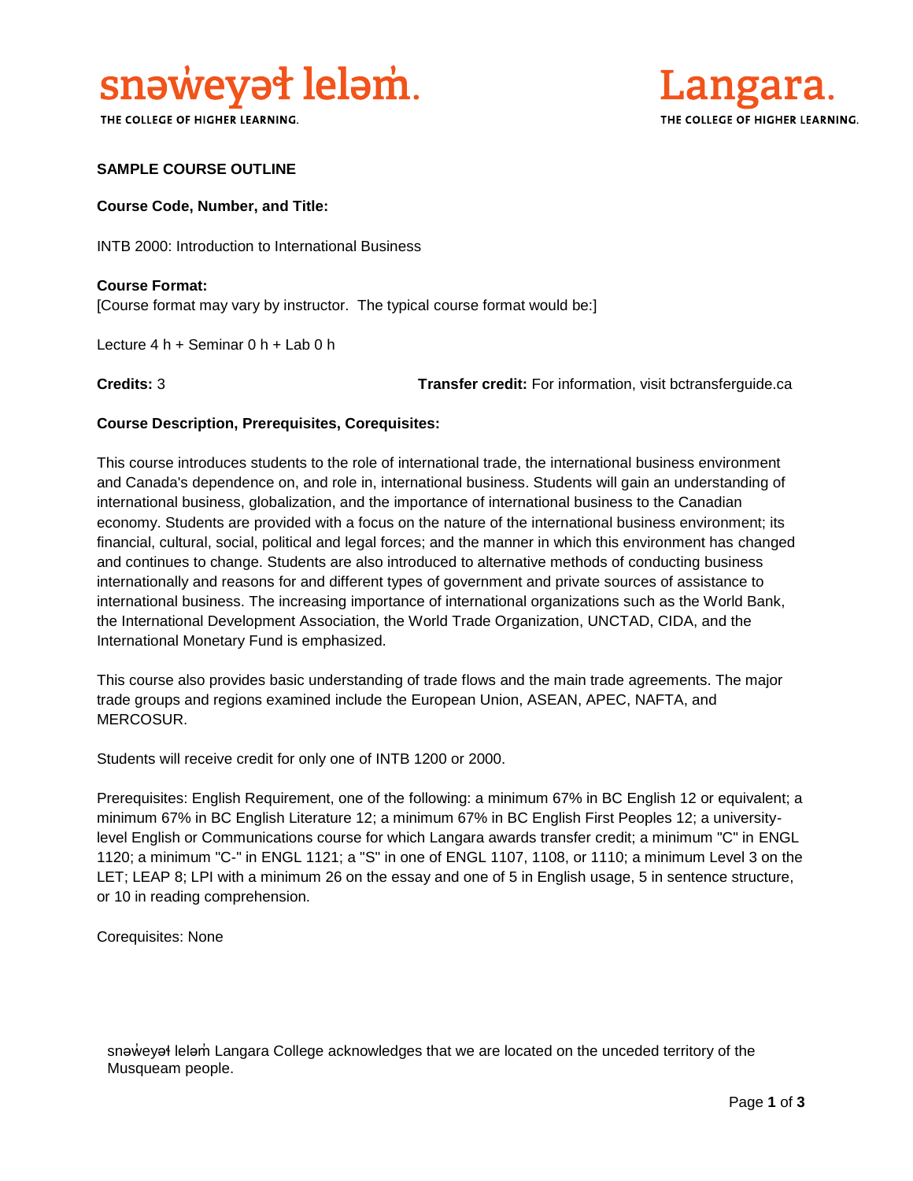snəw̓eyəɬ leləm̓.

THE COLLEGE OF HIGHER LEARNING.

Langara.

THE COLLEGE OF HIGHER LEARNING.

**SAMPLE COURSE OUTLINE**

**Course Code, Number, and Title:**

INTB 2000: Introduction to International Business

**Course Format:**
[Course format may vary by instructor. The typical course format would be:]

Lecture 4 h + Seminar 0 h + Lab 0 h

**Credits:** 3

**Transfer credit:** For information, visit bctransferguide.ca

**Course Description, Prerequisites, Corequisites:**

This course introduces students to the role of international trade, the international business environment and Canada's dependence on, and role in, international business. Students will gain an understanding of international business, globalization, and the importance of international business to the Canadian economy. Students are provided with a focus on the nature of the international business environment; its financial, cultural, social, political and legal forces; and the manner in which this environment has changed and continues to change. Students are also introduced to alternative methods of conducting business internationally and reasons for and different types of government and private sources of assistance to international business. The increasing importance of international organizations such as the World Bank, the International Development Association, the World Trade Organization, UNCTAD, CIDA, and the International Monetary Fund is emphasized.

This course also provides basic understanding of trade flows and the main trade agreements. The major trade groups and regions examined include the European Union, ASEAN, APEC, NAFTA, and MERCOSUR.

Students will receive credit for only one of INTB 1200 or 2000.

Prerequisites: English Requirement, one of the following: a minimum 67% in BC English 12 or equivalent; a minimum 67% in BC English Literature 12; a minimum 67% in BC English First Peoples 12; a university-level English or Communications course for which Langara awards transfer credit; a minimum "C" in ENGL 1120; a minimum "C-" in ENGL 1121; a "S" in one of ENGL 1107, 1108, or 1110; a minimum Level 3 on the LET; LEAP 8; LPI with a minimum 26 on the essay and one of 5 in English usage, 5 in sentence structure, or 10 in reading comprehension.

Corequisites: None

snəw̓eyəɬ leləm̓ Langara College acknowledges that we are located on the unceded territory of the Musqueam people.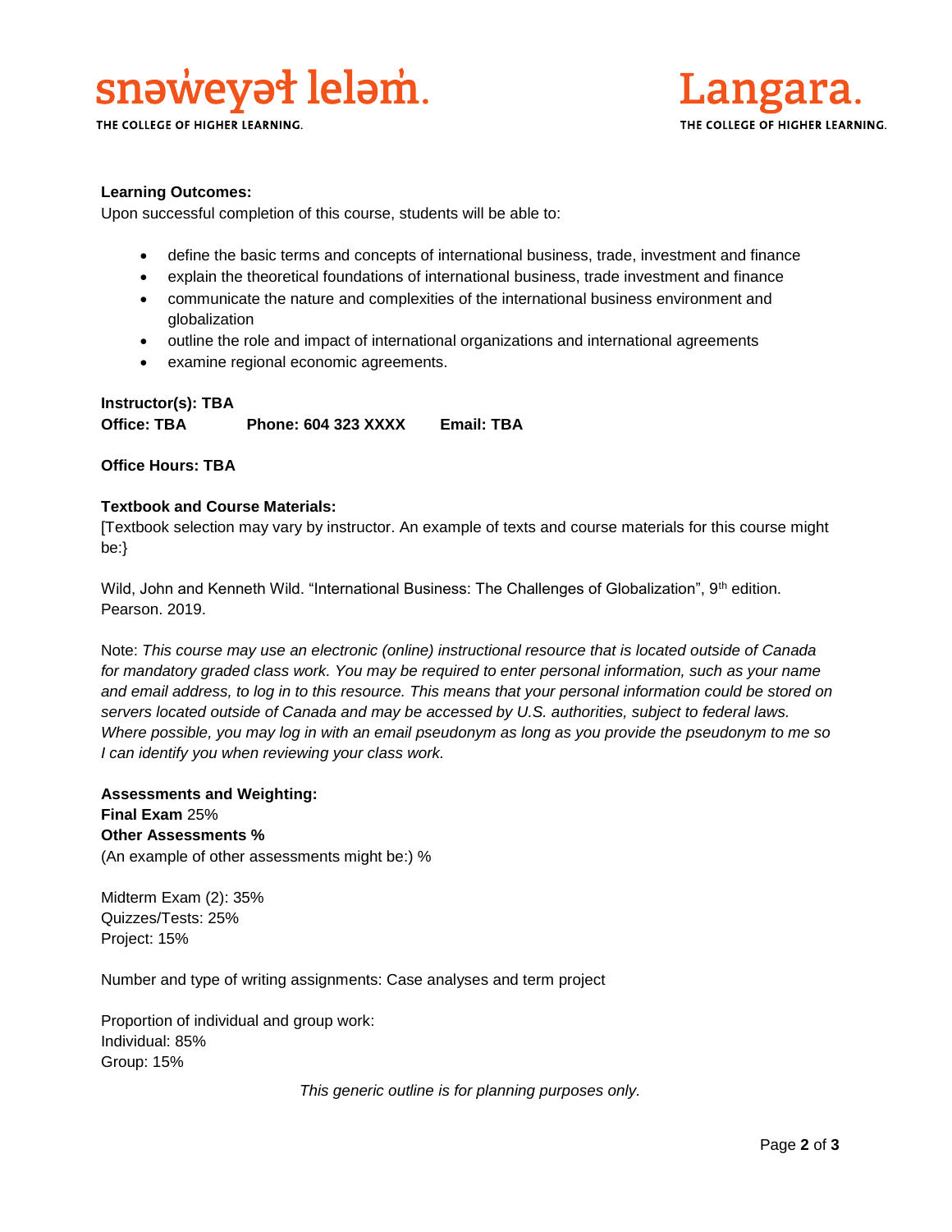**Learning Outcomes:**
Upon successful completion of this course, students will be able to:

- define the basic terms and concepts of international business, trade, investment and finance
- explain the theoretical foundations of international business, trade investment and finance
- communicate the nature and complexities of the international business environment and globalization
- outline the role and impact of international organizations and international agreements
- examine regional economic agreements.

**Instructor(s): TBA**
**Office: TBA** **Phone: 604 323 XXXX** **Email: TBA**

**Office Hours: TBA**

**Textbook and Course Materials:**
[Textbook selection may vary by instructor. An example of texts and course materials for this course might be:}

Wild, John and Kenneth Wild. "International Business: The Challenges of Globalization", 9th edition. Pearson. 2019.

Note: *This course may use an electronic (online) instructional resource that is located outside of Canada for mandatory graded class work. You may be required to enter personal information, such as your name and email address, to log in to this resource. This means that your personal information could be stored on servers located outside of Canada and may be accessed by U.S. authorities, subject to federal laws. Where possible, you may log in with an email pseudonym as long as you provide the pseudonym to me so I can identify you when reviewing your class work.*

**Assessments and Weighting:**
**Final Exam** 25%
**Other Assessments %**
(An example of other assessments might be:) %

Midterm Exam (2): 35%
Quizzes/Tests: 25%
Project: 15%

Number and type of writing assignments: Case analyses and term project

Proportion of individual and group work:
Individual: 85%
Group: 15%

*This generic outline is for planning purposes only.*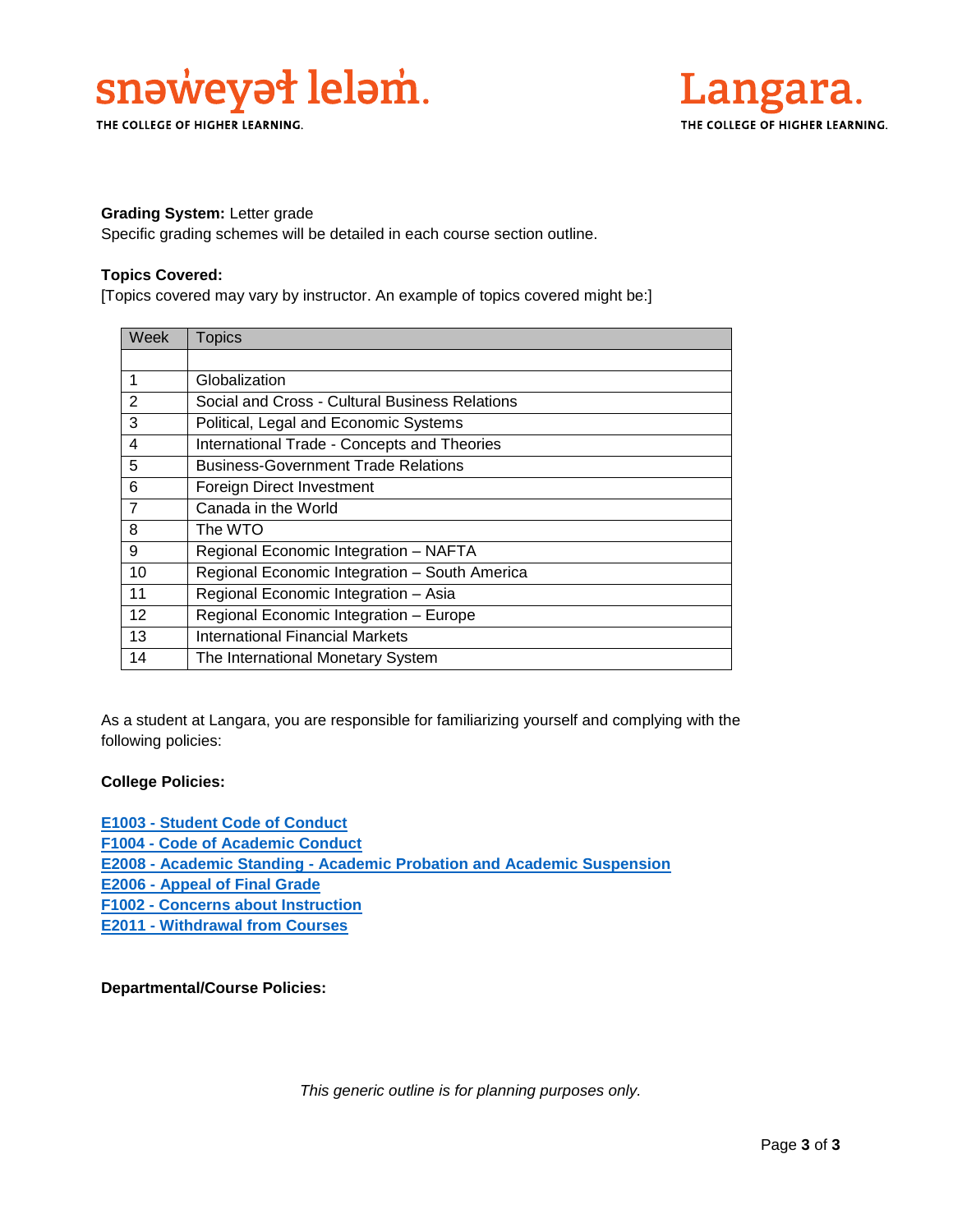**Grading System:** Letter grade
Specific grading schemes will be detailed in each course section outline.

**Topics Covered:**
[Topics covered may vary by instructor. An example of topics covered might be:]

| Week | Topics |
|---|---|
| | |
| 1 | Globalization |
| 2 | Social and Cross - Cultural Business Relations |
| 3 | Political, Legal and Economic Systems |
| 4 | International Trade - Concepts and Theories |
| 5 | Business-Government Trade Relations |
| 6 | Foreign Direct Investment |
| 7 | Canada in the World |
| 8 | The WTO |
| 9 | Regional Economic Integration – NAFTA |
| 10 | Regional Economic Integration – South America |
| 11 | Regional Economic Integration – Asia |
| 12 | Regional Economic Integration – Europe |
| 13 | International Financial Markets |
| 14 | The International Monetary System |

As a student at Langara, you are responsible for familiarizing yourself and complying with the following policies:

**College Policies:**

**E1003 - Student Code of Conduct**
**F1004 - Code of Academic Conduct**
**E2008 - Academic Standing - Academic Probation and Academic Suspension**
**E2006 - Appeal of Final Grade**
**F1002 - Concerns about Instruction**
**E2011 - Withdrawal from Courses**

**Departmental/Course Policies:**

*This generic outline is for planning purposes only.*